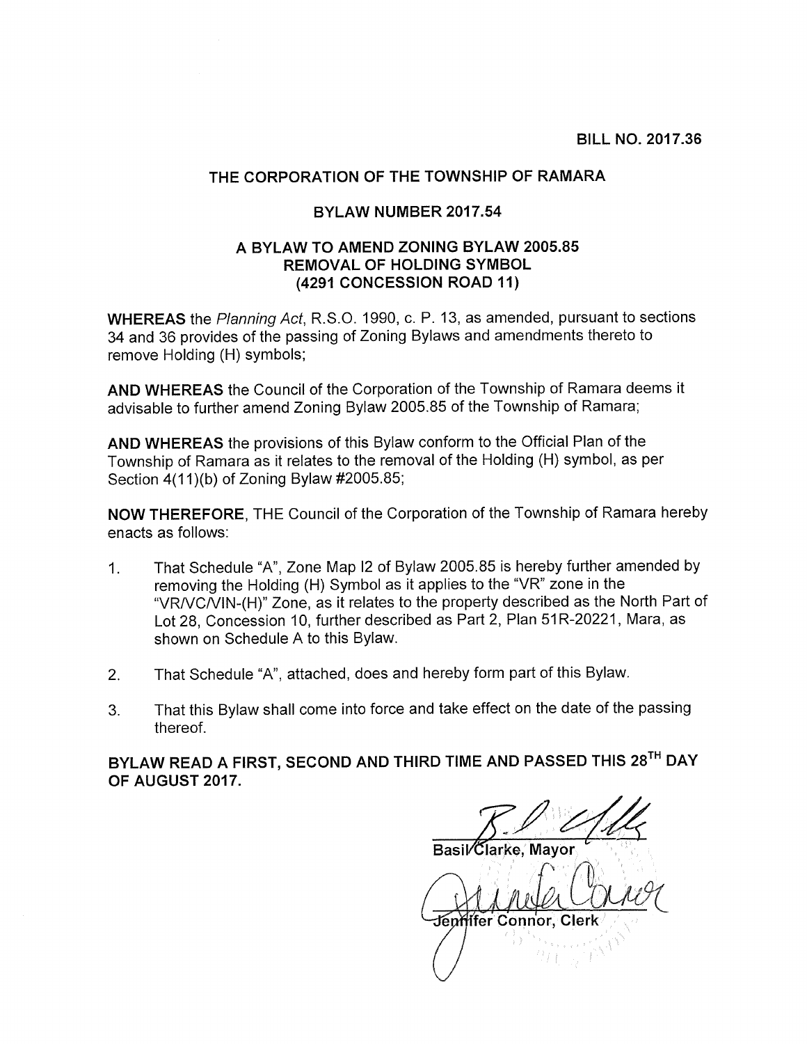BILL NO. 2017.36

## THE CORPORATION OF THE TOWNSHIP OF RAMARA

### BYLAW NUMBER 2017.54

### A BYLAW TO AMEND ZONING BYLAW 2005.85 REMOVAL OF HOLDING SYMBOL (4291 CONCESSION ROAD 11)

**WHEREAS** the *Planning Act*, R.S.O. 1990, c. P. 13, as amended, pursuant to sections 34 and 36 provides of the passing of Zoning Bylaws and amendments thereto to remove Holding (H) symbols;

**AND WHEREAS** the Council of the Corporation of the Township of Ramara deems it advisable to further amend Zoning Bylaw 2005.85 of the Township of Ramara;

**AND WHEREAS** the provisions of this Bylaw conform to the Official Plan of the Township of Ramara as it relates to the removal of the Holding (H) symbol, as per Section 4(11)(b) of Zoning Bylaw #2005.85;

**NOW THEREFORE**, THE Council of the Corporation of the Township of Ramara hereby enacts as follows:

1. That Schedule "A", Zone Map I2 of Bylaw 2005.85 is hereby further amended by removing the Holding (H) Symbol as it applies to the "VR" zone in the "VR/VC/VIN-(H)" Zone, as it relates to the property described as the North Part of Lot 28, Concession 10, further described as Part 2, Plan 51R-20221, Mara, as shown on Schedule A to this Bylaw.
2. That Schedule "A", attached, does and hereby form part of this Bylaw.
3. That this Bylaw shall come into force and take effect on the date of the passing thereof.

**BYLAW READ A FIRST, SECOND AND THIRD TIME AND PASSED THIS 28TH DAY OF AUGUST 2017.**

Basil Clarke, Mayor

Jennifer Connor, Clerk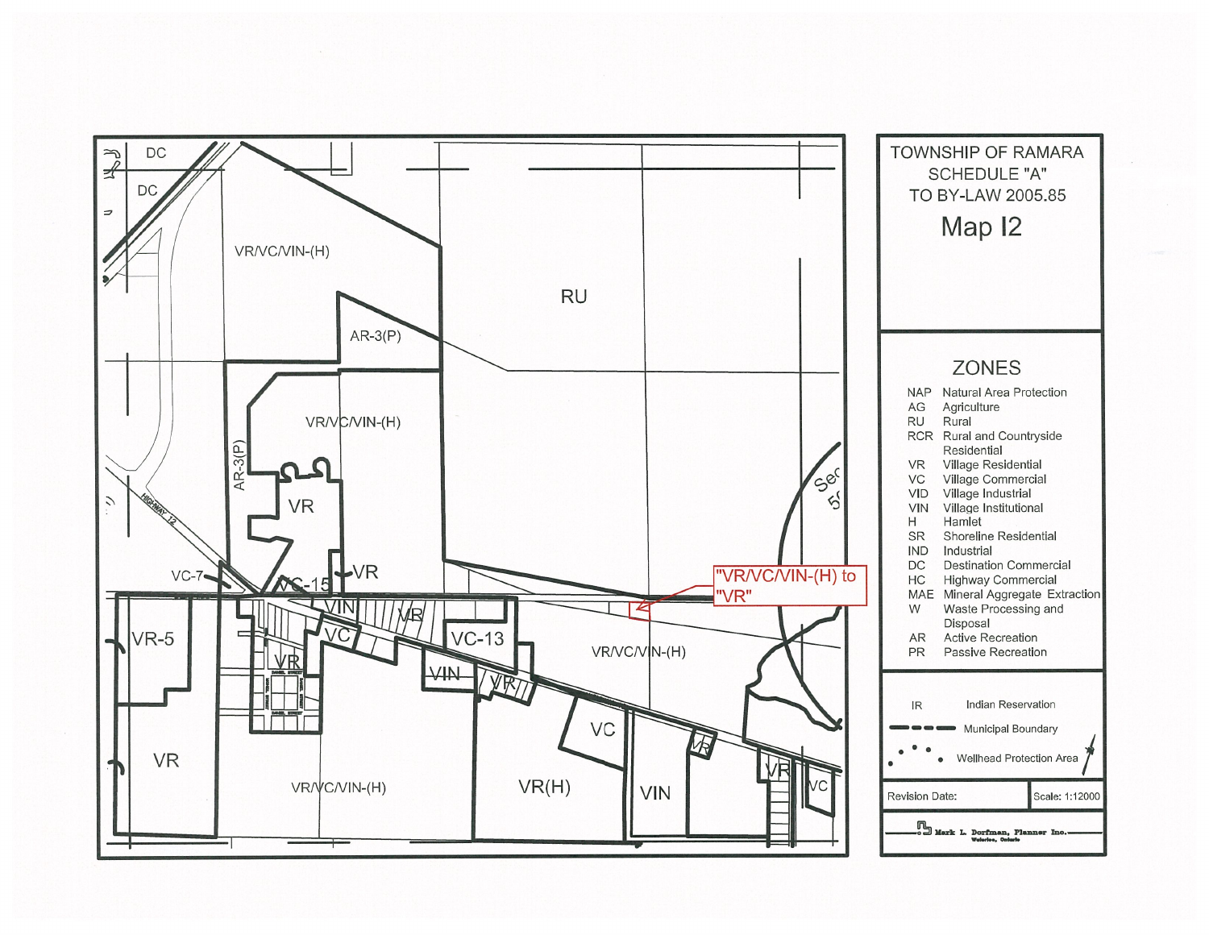DC

DC

VR/VC/VIN-(H)

RU

AR-3(P)

VR/VC/VIN-(H)

AR-3(P)

VR

HIGHWAY 12

VC-7

VC-15

VR

"VR/VC/VIN-(H) to "VR"

VR-5

VIN

VR

VC

VC-13

VR/VC/VIN-(H)

VR

VIN

VR

VC

VR

VR/VC/VIN-(H)

VR(H)

VIN

VR

VR

VC

TOWNSHIP OF RAMARA
SCHEDULE "A"
TO BY-LAW 2005.85

# Map I2

## ZONES

| | |
|---|---|
| NAP | Natural Area Protection |
| AG | Agriculture |
| RU | Rural |
| RCR | Rural and Countryside Residential |
| VR | Village Residential |
| VC | Village Commercial |
| VID | Village Industrial |
| VIN | Village Institutional |
| H | Hamlet |
| SR | Shoreline Residential |
| IND | Industrial |
| DC | Destination Commercial |
| HC | Highway Commercial |
| MAE | Mineral Aggregate Extraction |
| W | Waste Processing and Disposal |
| AR | Active Recreation |
| PR | Passive Recreation |

IR Indian Reservation

Municipal Boundary

Wellhead Protection Area

Revision Date:

Scale: 1:12000

Mark L. Dorfman, Planner Inc.
Waterloo, Ontario